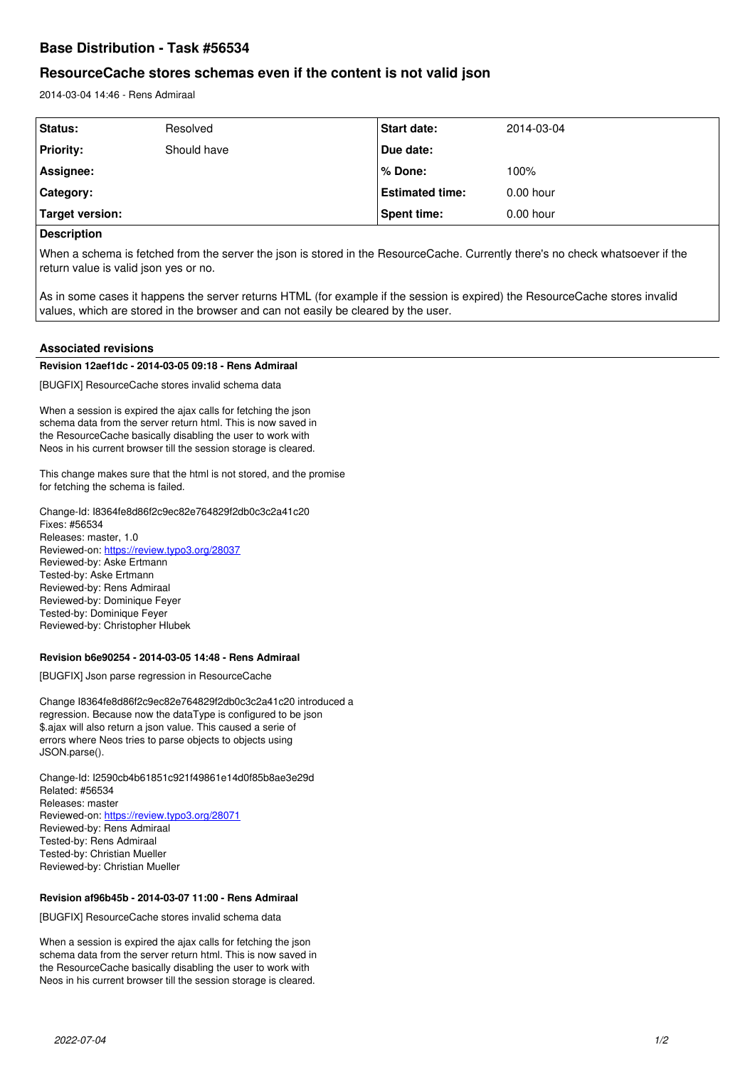# Base Distribution - Task #56534

## ResourceCache stores schemas even if the content is not valid json

2014-03-04 14:46 - Rens Admiraal

| | | | |
|---|---|---|---|
| **Status:** | Resolved | **Start date:** | 2014-03-04 |
| **Priority:** | Should have | **Due date:** | |
| **Assignee:** | | **% Done:** | 100% |
| **Category:** | | **Estimated time:** | 0.00 hour |
| **Target version:** | | **Spent time:** | 0.00 hour |

**Description**

When a schema is fetched from the server the json is stored in the ResourceCache. Currently there's no check whatsoever if the return value is valid json yes or no.

As in some cases it happens the server returns HTML (for example if the session is expired) the ResourceCache stores invalid values, which are stored in the browser and can not easily be cleared by the user.

### Associated revisions

**Revision 12aef1dc - 2014-03-05 09:18 - Rens Admiraal**

[BUGFIX] ResourceCache stores invalid schema data

When a session is expired the ajax calls for fetching the json schema data from the server return html. This is now saved in the ResourceCache basically disabling the user to work with Neos in his current browser till the session storage is cleared.

This change makes sure that the html is not stored, and the promise for fetching the schema is failed.

Change-Id: I8364fe8d86f2c9ec82e764829f2db0c3c2a41c20
Fixes: #56534
Releases: master, 1.0
Reviewed-on: https://review.typo3.org/28037
Reviewed-by: Aske Ertmann
Tested-by: Aske Ertmann
Reviewed-by: Rens Admiraal
Reviewed-by: Dominique Feyer
Tested-by: Dominique Feyer
Reviewed-by: Christopher Hlubek

**Revision b6e90254 - 2014-03-05 14:48 - Rens Admiraal**

[BUGFIX] Json parse regression in ResourceCache

Change I8364fe8d86f2c9ec82e764829f2db0c3c2a41c20 introduced a regression. Because now the dataType is configured to be json $.ajax will also return a json value. This caused a serie of errors where Neos tries to parse objects to objects using JSON.parse().

Change-Id: I2590cb4b61851c921f49861e14d0f85b8ae3e29d
Related: #56534
Releases: master
Reviewed-on: https://review.typo3.org/28071
Reviewed-by: Rens Admiraal
Tested-by: Rens Admiraal
Tested-by: Christian Mueller
Reviewed-by: Christian Mueller

**Revision af96b45b - 2014-03-07 11:00 - Rens Admiraal**

[BUGFIX] ResourceCache stores invalid schema data

When a session is expired the ajax calls for fetching the json schema data from the server return html. This is now saved in the ResourceCache basically disabling the user to work with Neos in his current browser till the session storage is cleared.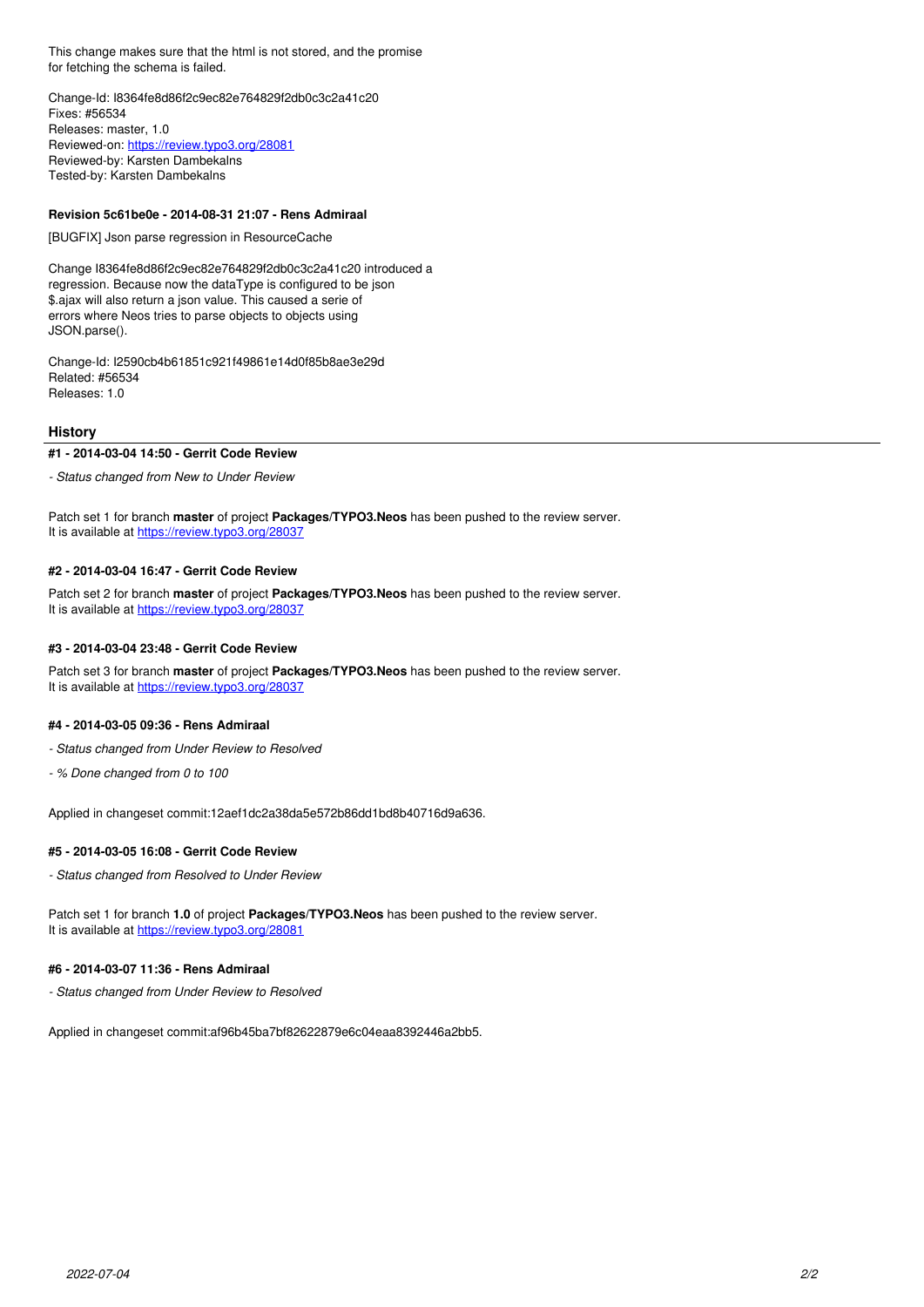This change makes sure that the html is not stored, and the promise for fetching the schema is failed.

Change-Id: I8364fe8d86f2c9ec82e764829f2db0c3c2a41c20
Fixes: #56534
Releases: master, 1.0
Reviewed-on: https://review.typo3.org/28081
Reviewed-by: Karsten Dambekalns
Tested-by: Karsten Dambekalns

#### Revision 5c61be0e - 2014-08-31 21:07 - Rens Admiraal

[BUGFIX] Json parse regression in ResourceCache

Change I8364fe8d86f2c9ec82e764829f2db0c3c2a41c20 introduced a regression. Because now the dataType is configured to be json $.ajax will also return a json value. This caused a serie of errors where Neos tries to parse objects to objects using JSON.parse().

Change-Id: I2590cb4b61851c921f49861e14d0f85b8ae3e29d
Related: #56534
Releases: 1.0

## History

#### #1 - 2014-03-04 14:50 - Gerrit Code Review

*- Status changed from New to Under Review*

Patch set 1 for branch **master** of project **Packages/TYPO3.Neos** has been pushed to the review server.
It is available at https://review.typo3.org/28037

#### #2 - 2014-03-04 16:47 - Gerrit Code Review

Patch set 2 for branch **master** of project **Packages/TYPO3.Neos** has been pushed to the review server.
It is available at https://review.typo3.org/28037

#### #3 - 2014-03-04 23:48 - Gerrit Code Review

Patch set 3 for branch **master** of project **Packages/TYPO3.Neos** has been pushed to the review server.
It is available at https://review.typo3.org/28037

#### #4 - 2014-03-05 09:36 - Rens Admiraal

*- Status changed from Under Review to Resolved*

*- % Done changed from 0 to 100*

Applied in changeset commit:12aef1dc2a38da5e572b86dd1bd8b40716d9a636.

#### #5 - 2014-03-05 16:08 - Gerrit Code Review

*- Status changed from Resolved to Under Review*

Patch set 1 for branch **1.0** of project **Packages/TYPO3.Neos** has been pushed to the review server.
It is available at https://review.typo3.org/28081

#### #6 - 2014-03-07 11:36 - Rens Admiraal

*- Status changed from Under Review to Resolved*

Applied in changeset commit:af96b45ba7bf82622879e6c04eaa8392446a2bb5.